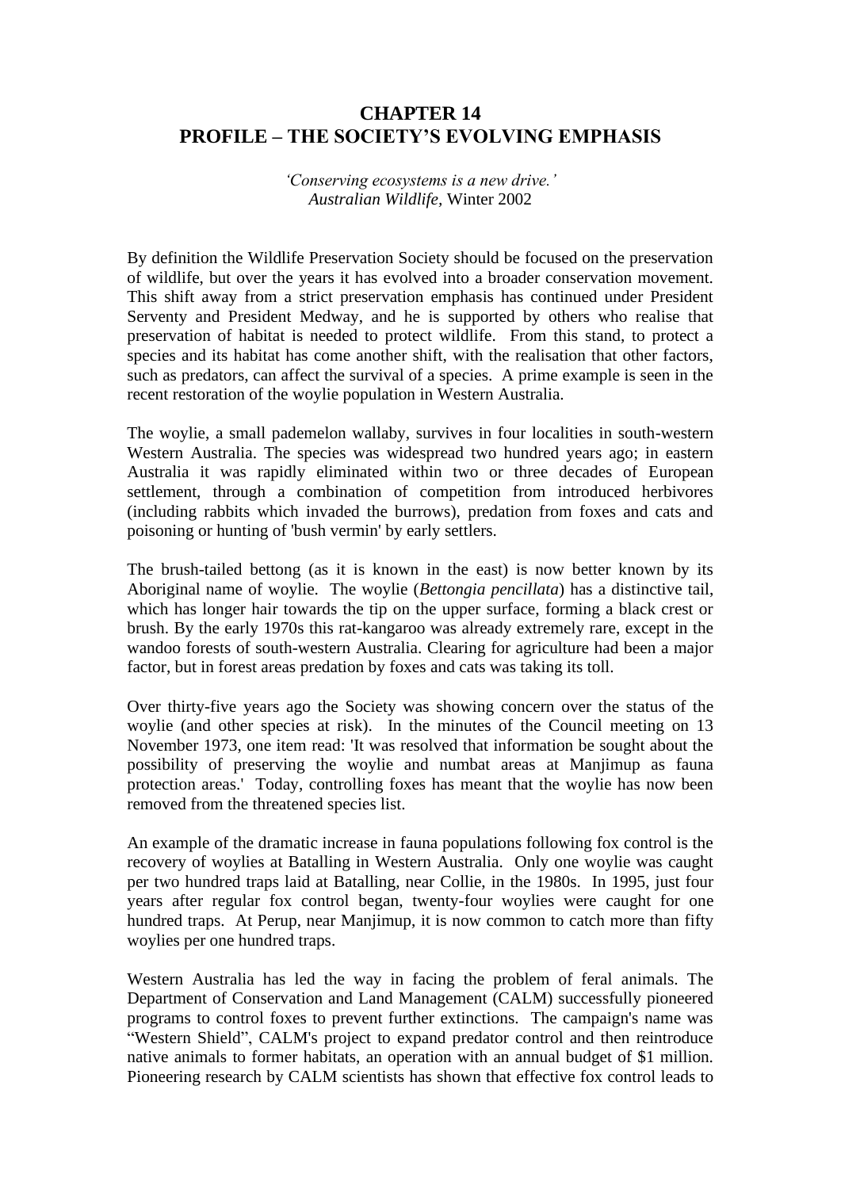# CHAPTER 14
# PROFILE – THE SOCIETY'S EVOLVING EMPHASIS

*'Conserving ecosystems is a new drive.'*
*Australian Wildlife,* Winter 2002

By definition the Wildlife Preservation Society should be focused on the preservation of wildlife, but over the years it has evolved into a broader conservation movement. This shift away from a strict preservation emphasis has continued under President Serventy and President Medway, and he is supported by others who realise that preservation of habitat is needed to protect wildlife. From this stand, to protect a species and its habitat has come another shift, with the realisation that other factors, such as predators, can affect the survival of a species. A prime example is seen in the recent restoration of the woylie population in Western Australia.

The woylie, a small pademelon wallaby, survives in four localities in south-western Western Australia. The species was widespread two hundred years ago; in eastern Australia it was rapidly eliminated within two or three decades of European settlement, through a combination of competition from introduced herbivores (including rabbits which invaded the burrows), predation from foxes and cats and poisoning or hunting of 'bush vermin' by early settlers.

The brush-tailed bettong (as it is known in the east) is now better known by its Aboriginal name of woylie. The woylie (*Bettongia pencillata*) has a distinctive tail, which has longer hair towards the tip on the upper surface, forming a black crest or brush. By the early 1970s this rat-kangaroo was already extremely rare, except in the wandoo forests of south-western Australia. Clearing for agriculture had been a major factor, but in forest areas predation by foxes and cats was taking its toll.

Over thirty-five years ago the Society was showing concern over the status of the woylie (and other species at risk). In the minutes of the Council meeting on 13 November 1973, one item read: 'It was resolved that information be sought about the possibility of preserving the woylie and numbat areas at Manjimup as fauna protection areas.' Today, controlling foxes has meant that the woylie has now been removed from the threatened species list.

An example of the dramatic increase in fauna populations following fox control is the recovery of woylies at Batalling in Western Australia. Only one woylie was caught per two hundred traps laid at Batalling, near Collie, in the 1980s. In 1995, just four years after regular fox control began, twenty-four woylies were caught for one hundred traps. At Perup, near Manjimup, it is now common to catch more than fifty woylies per one hundred traps.

Western Australia has led the way in facing the problem of feral animals. The Department of Conservation and Land Management (CALM) successfully pioneered programs to control foxes to prevent further extinctions. The campaign's name was "Western Shield", CALM's project to expand predator control and then reintroduce native animals to former habitats, an operation with an annual budget of $1 million. Pioneering research by CALM scientists has shown that effective fox control leads to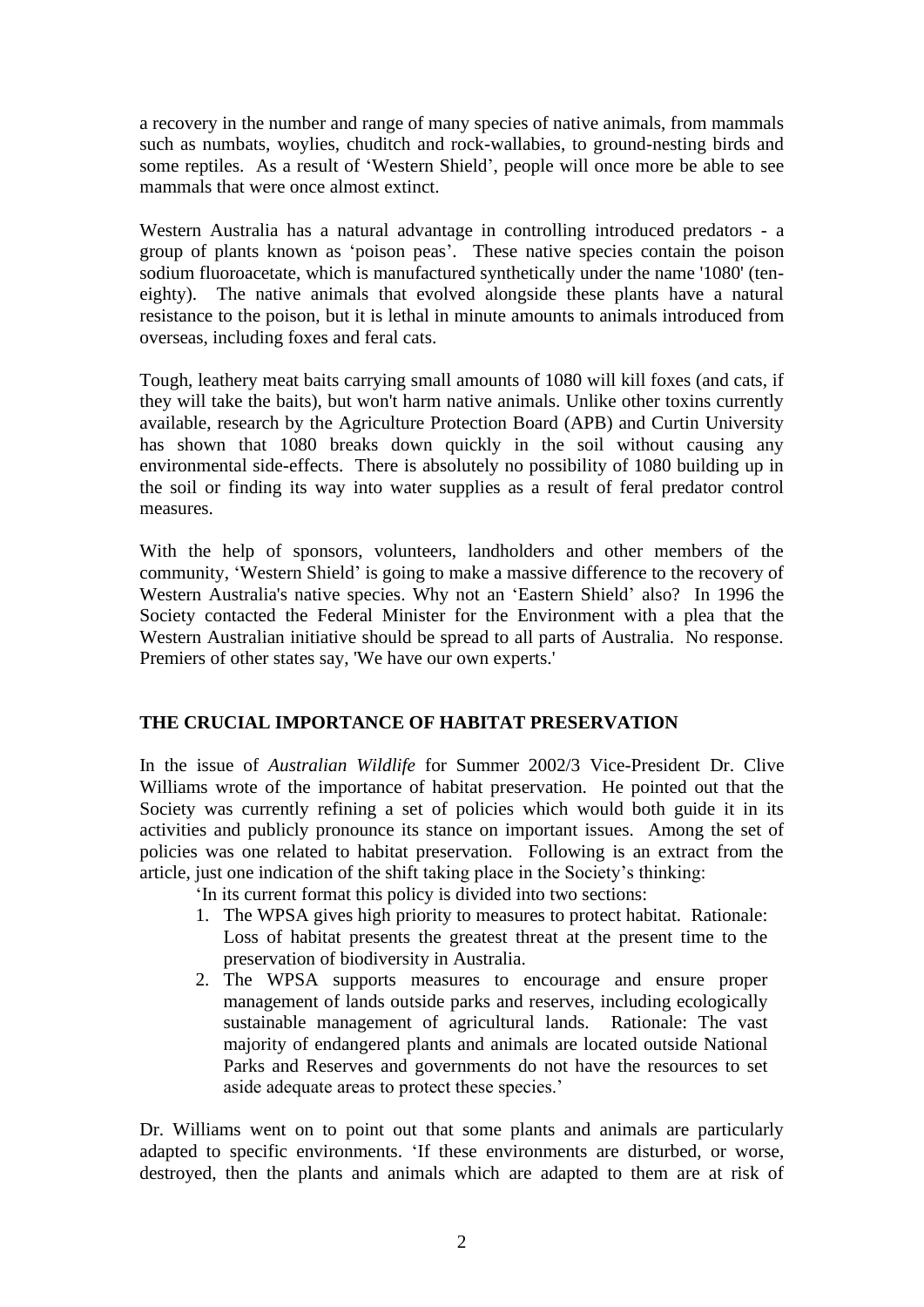a recovery in the number and range of many species of native animals, from mammals such as numbats, woylies, chuditch and rock-wallabies, to ground-nesting birds and some reptiles. As a result of 'Western Shield', people will once more be able to see mammals that were once almost extinct.

Western Australia has a natural advantage in controlling introduced predators - a group of plants known as 'poison peas'. These native species contain the poison sodium fluoroacetate, which is manufactured synthetically under the name '1080' (ten-eighty). The native animals that evolved alongside these plants have a natural resistance to the poison, but it is lethal in minute amounts to animals introduced from overseas, including foxes and feral cats.

Tough, leathery meat baits carrying small amounts of 1080 will kill foxes (and cats, if they will take the baits), but won't harm native animals. Unlike other toxins currently available, research by the Agriculture Protection Board (APB) and Curtin University has shown that 1080 breaks down quickly in the soil without causing any environmental side-effects. There is absolutely no possibility of 1080 building up in the soil or finding its way into water supplies as a result of feral predator control measures.

With the help of sponsors, volunteers, landholders and other members of the community, 'Western Shield' is going to make a massive difference to the recovery of Western Australia's native species. Why not an 'Eastern Shield' also? In 1996 the Society contacted the Federal Minister for the Environment with a plea that the Western Australian initiative should be spread to all parts of Australia. No response. Premiers of other states say, 'We have our own experts.'

## THE CRUCIAL IMPORTANCE OF HABITAT PRESERVATION

In the issue of *Australian Wildlife* for Summer 2002/3 Vice-President Dr. Clive Williams wrote of the importance of habitat preservation. He pointed out that the Society was currently refining a set of policies which would both guide it in its activities and publicly pronounce its stance on important issues. Among the set of policies was one related to habitat preservation. Following is an extract from the article, just one indication of the shift taking place in the Society's thinking:

'In its current format this policy is divided into two sections:

1. The WPSA gives high priority to measures to protect habitat. Rationale: Loss of habitat presents the greatest threat at the present time to the preservation of biodiversity in Australia.
2. The WPSA supports measures to encourage and ensure proper management of lands outside parks and reserves, including ecologically sustainable management of agricultural lands. Rationale: The vast majority of endangered plants and animals are located outside National Parks and Reserves and governments do not have the resources to set aside adequate areas to protect these species.'

Dr. Williams went on to point out that some plants and animals are particularly adapted to specific environments. 'If these environments are disturbed, or worse, destroyed, then the plants and animals which are adapted to them are at risk of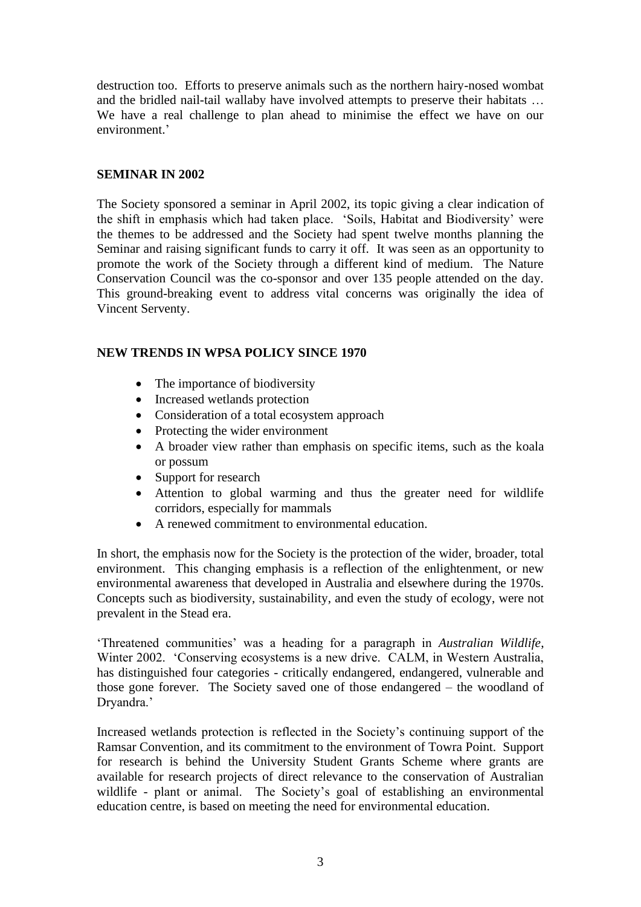destruction too. Efforts to preserve animals such as the northern hairy-nosed wombat and the bridled nail-tail wallaby have involved attempts to preserve their habitats … We have a real challenge to plan ahead to minimise the effect we have on our environment.'

## SEMINAR IN 2002

The Society sponsored a seminar in April 2002, its topic giving a clear indication of the shift in emphasis which had taken place. 'Soils, Habitat and Biodiversity' were the themes to be addressed and the Society had spent twelve months planning the Seminar and raising significant funds to carry it off. It was seen as an opportunity to promote the work of the Society through a different kind of medium. The Nature Conservation Council was the co-sponsor and over 135 people attended on the day. This ground-breaking event to address vital concerns was originally the idea of Vincent Serventy.

## NEW TRENDS IN WPSA POLICY SINCE 1970

- The importance of biodiversity
- Increased wetlands protection
- Consideration of a total ecosystem approach
- Protecting the wider environment
- A broader view rather than emphasis on specific items, such as the koala or possum
- Support for research
- Attention to global warming and thus the greater need for wildlife corridors, especially for mammals
- A renewed commitment to environmental education.

In short, the emphasis now for the Society is the protection of the wider, broader, total environment. This changing emphasis is a reflection of the enlightenment, or new environmental awareness that developed in Australia and elsewhere during the 1970s. Concepts such as biodiversity, sustainability, and even the study of ecology, were not prevalent in the Stead era.

'Threatened communities' was a heading for a paragraph in *Australian Wildlife*, Winter 2002. 'Conserving ecosystems is a new drive. CALM, in Western Australia, has distinguished four categories - critically endangered, endangered, vulnerable and those gone forever. The Society saved one of those endangered – the woodland of Dryandra.'

Increased wetlands protection is reflected in the Society's continuing support of the Ramsar Convention, and its commitment to the environment of Towra Point. Support for research is behind the University Student Grants Scheme where grants are available for research projects of direct relevance to the conservation of Australian wildlife - plant or animal. The Society's goal of establishing an environmental education centre, is based on meeting the need for environmental education.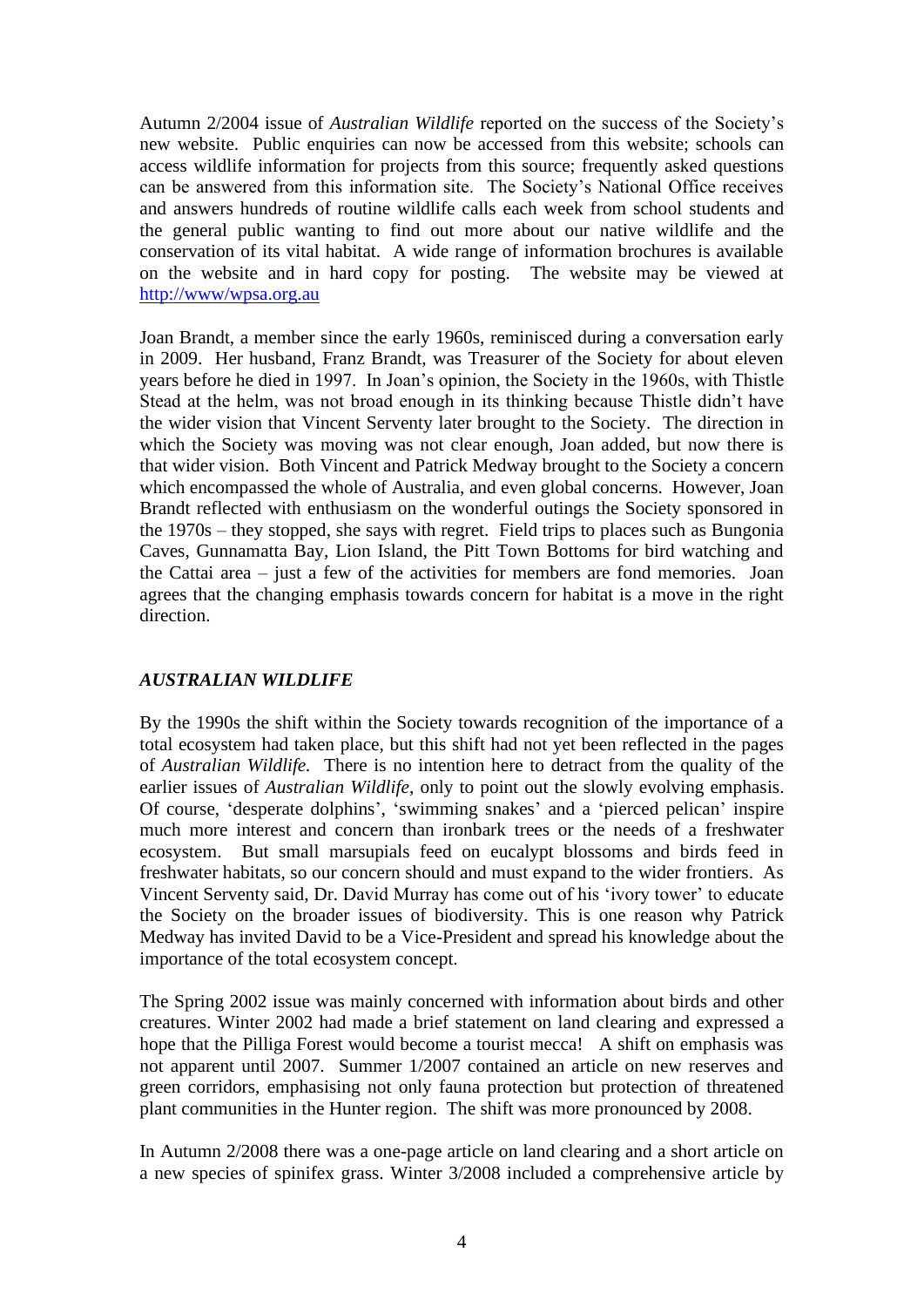Autumn 2/2004 issue of *Australian Wildlife* reported on the success of the Society's new website. Public enquiries can now be accessed from this website; schools can access wildlife information for projects from this source; frequently asked questions can be answered from this information site. The Society's National Office receives and answers hundreds of routine wildlife calls each week from school students and the general public wanting to find out more about our native wildlife and the conservation of its vital habitat. A wide range of information brochures is available on the website and in hard copy for posting. The website may be viewed at [http://www/wpsa.org.au](http://www/wpsa.org.au)

Joan Brandt, a member since the early 1960s, reminisced during a conversation early in 2009. Her husband, Franz Brandt, was Treasurer of the Society for about eleven years before he died in 1997. In Joan's opinion, the Society in the 1960s, with Thistle Stead at the helm, was not broad enough in its thinking because Thistle didn't have the wider vision that Vincent Serventy later brought to the Society. The direction in which the Society was moving was not clear enough, Joan added, but now there is that wider vision. Both Vincent and Patrick Medway brought to the Society a concern which encompassed the whole of Australia, and even global concerns. However, Joan Brandt reflected with enthusiasm on the wonderful outings the Society sponsored in the 1970s – they stopped, she says with regret. Field trips to places such as Bungonia Caves, Gunnamatta Bay, Lion Island, the Pitt Town Bottoms for bird watching and the Cattai area – just a few of the activities for members are fond memories. Joan agrees that the changing emphasis towards concern for habitat is a move in the right direction.

### *AUSTRALIAN WILDLIFE*

By the 1990s the shift within the Society towards recognition of the importance of a total ecosystem had taken place, but this shift had not yet been reflected in the pages of *Australian Wildlife.* There is no intention here to detract from the quality of the earlier issues of *Australian Wildlife*, only to point out the slowly evolving emphasis. Of course, 'desperate dolphins', 'swimming snakes' and a 'pierced pelican' inspire much more interest and concern than ironbark trees or the needs of a freshwater ecosystem. But small marsupials feed on eucalypt blossoms and birds feed in freshwater habitats, so our concern should and must expand to the wider frontiers. As Vincent Serventy said, Dr. David Murray has come out of his 'ivory tower' to educate the Society on the broader issues of biodiversity. This is one reason why Patrick Medway has invited David to be a Vice-President and spread his knowledge about the importance of the total ecosystem concept.

The Spring 2002 issue was mainly concerned with information about birds and other creatures. Winter 2002 had made a brief statement on land clearing and expressed a hope that the Pilliga Forest would become a tourist mecca! A shift on emphasis was not apparent until 2007. Summer 1/2007 contained an article on new reserves and green corridors, emphasising not only fauna protection but protection of threatened plant communities in the Hunter region. The shift was more pronounced by 2008.

In Autumn 2/2008 there was a one-page article on land clearing and a short article on a new species of spinifex grass. Winter 3/2008 included a comprehensive article by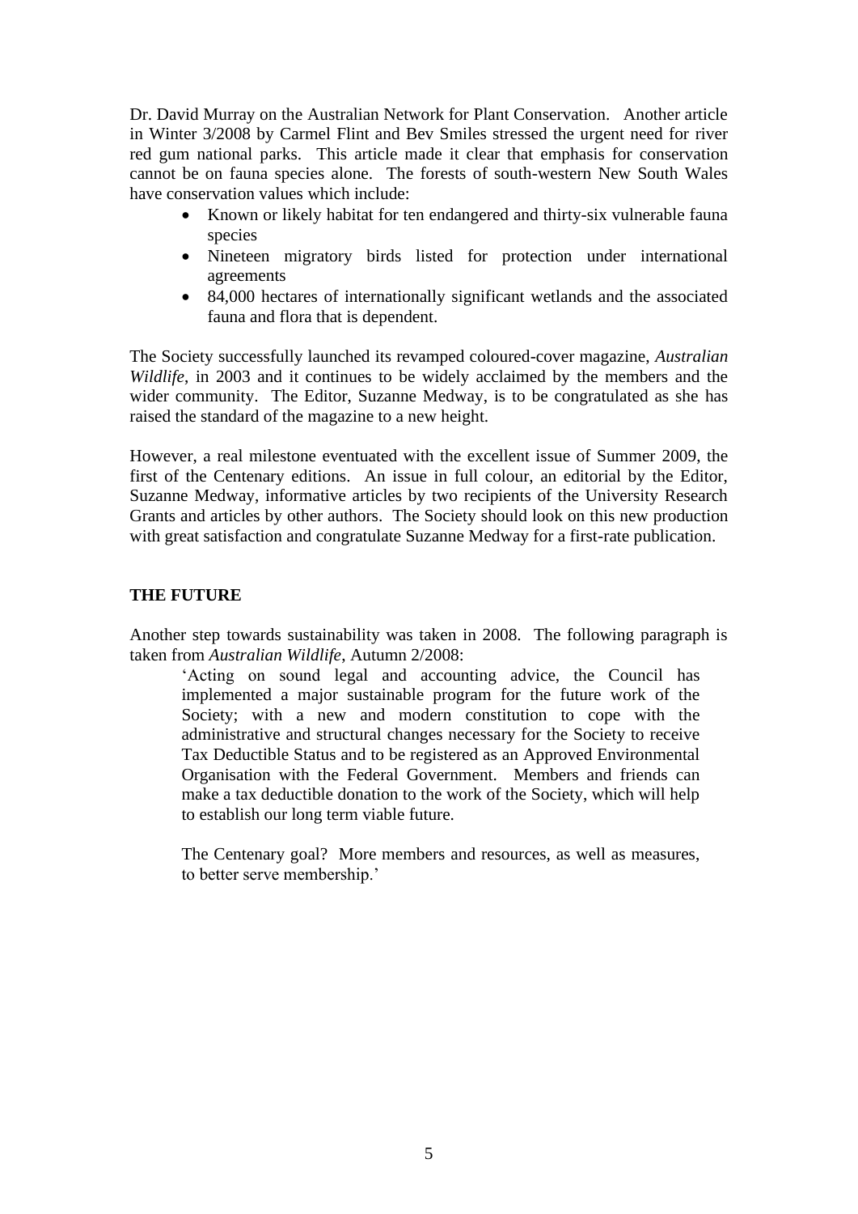Dr. David Murray on the Australian Network for Plant Conservation. Another article in Winter 3/2008 by Carmel Flint and Bev Smiles stressed the urgent need for river red gum national parks. This article made it clear that emphasis for conservation cannot be on fauna species alone. The forests of south-western New South Wales have conservation values which include:

- Known or likely habitat for ten endangered and thirty-six vulnerable fauna species
- Nineteen migratory birds listed for protection under international agreements
- 84,000 hectares of internationally significant wetlands and the associated fauna and flora that is dependent.

The Society successfully launched its revamped coloured-cover magazine, *Australian Wildlife*, in 2003 and it continues to be widely acclaimed by the members and the wider community. The Editor, Suzanne Medway, is to be congratulated as she has raised the standard of the magazine to a new height.

However, a real milestone eventuated with the excellent issue of Summer 2009, the first of the Centenary editions. An issue in full colour, an editorial by the Editor, Suzanne Medway, informative articles by two recipients of the University Research Grants and articles by other authors. The Society should look on this new production with great satisfaction and congratulate Suzanne Medway for a first-rate publication.

## THE FUTURE

Another step towards sustainability was taken in 2008. The following paragraph is taken from *Australian Wildlife*, Autumn 2/2008:

> 'Acting on sound legal and accounting advice, the Council has implemented a major sustainable program for the future work of the Society; with a new and modern constitution to cope with the administrative and structural changes necessary for the Society to receive Tax Deductible Status and to be registered as an Approved Environmental Organisation with the Federal Government. Members and friends can make a tax deductible donation to the work of the Society, which will help to establish our long term viable future.
>
> The Centenary goal? More members and resources, as well as measures, to better serve membership.'